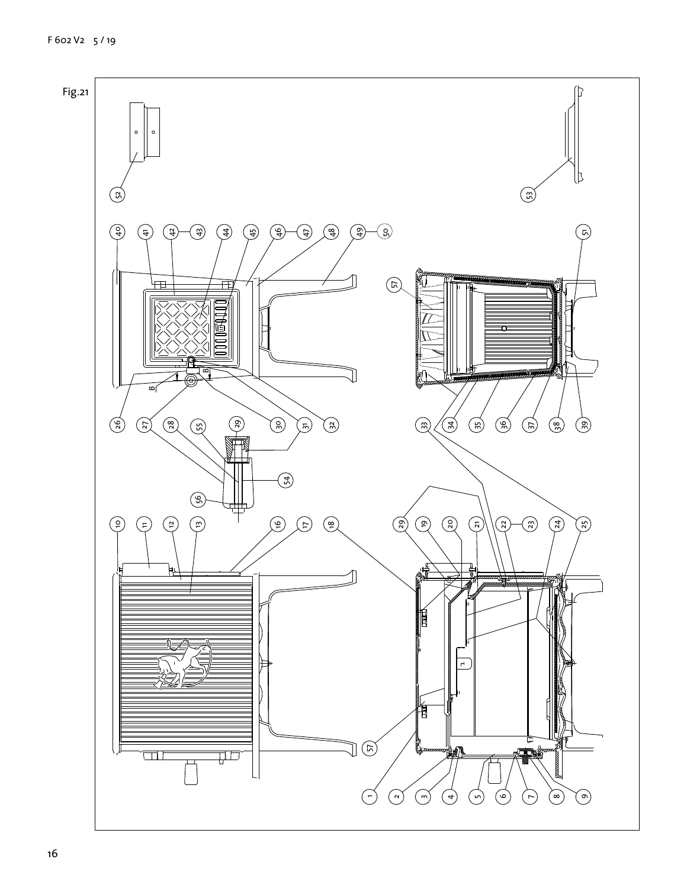Fig.21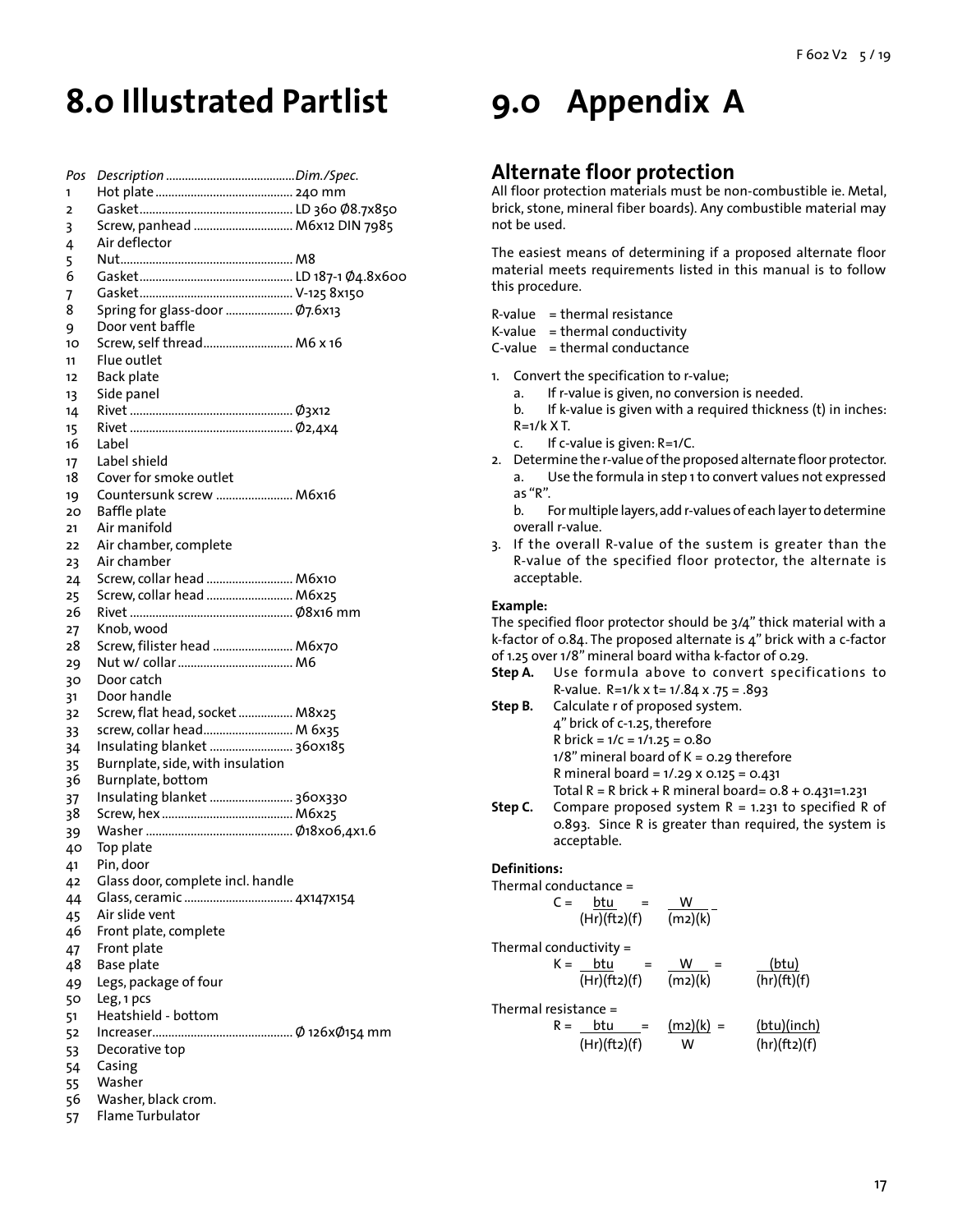# 8.0 Illustrated Partlist

| *Pos* | *Description* | *Dim./Spec.* |
|---|---|---|
| 1 | Hot plate | 240 mm |
| 2 | Gasket | LD 360 Ø8.7x850 |
| 3 | Screw, panhead | M6x12 DIN 7985 |
| 4 | Air deflector | |
| 5 | Nut | M8 |
| 6 | Gasket | LD 187-1 Ø4.8x600 |
| 7 | Gasket | V-125 8x150 |
| 8 | Spring for glass-door | Ø7.6x13 |
| 9 | Door vent baffle | |
| 10 | Screw, self thread | M6 x 16 |
| 11 | Flue outlet | |
| 12 | Back plate | |
| 13 | Side panel | |
| 14 | Rivet | Ø3x12 |
| 15 | Rivet | Ø2,4x4 |
| 16 | Label | |
| 17 | Label shield | |
| 18 | Cover for smoke outlet | |
| 19 | Countersunk screw | M6x16 |
| 20 | Baffle plate | |
| 21 | Air manifold | |
| 22 | Air chamber, complete | |
| 23 | Air chamber | |
| 24 | Screw, collar head | M6x10 |
| 25 | Screw, collar head | M6x25 |
| 26 | Rivet | Ø8x16 mm |
| 27 | Knob, wood | |
| 28 | Screw, filister head | M6x70 |
| 29 | Nut w/ collar | M6 |
| 30 | Door catch | |
| 31 | Door handle | |
| 32 | Screw, flat head, socket | M8x25 |
| 33 | screw, collar head | M 6x35 |
| 34 | Insulating blanket | 360x185 |
| 35 | Burnplate, side, with insulation | |
| 36 | Burnplate, bottom | |
| 37 | Insulating blanket | 360x330 |
| 38 | Screw, hex | M6x25 |
| 39 | Washer | Ø18x06,4x1.6 |
| 40 | Top plate | |
| 41 | Pin, door | |
| 42 | Glass door, complete incl. handle | |
| 44 | Glass, ceramic | 4x147x154 |
| 45 | Air slide vent | |
| 46 | Front plate, complete | |
| 47 | Front plate | |
| 48 | Base plate | |
| 49 | Legs, package of four | |
| 50 | Leg, 1 pcs | |
| 51 | Heatshield - bottom | |
| 52 | Increaser | Ø 126xØ154 mm |
| 53 | Decorative top | |
| 54 | Casing | |
| 55 | Washer | |
| 56 | Washer, black crom. | |
| 57 | Flame Turbulator | |

# 9.0 Appendix A

## Alternate floor protection

All floor protection materials must be non-combustible ie. Metal, brick, stone, mineral fiber boards). Any combustible material may not be used.

The easiest means of determining if a proposed alternate floor material meets requirements listed in this manual is to follow this procedure.

R-value = thermal resistance
K-value = thermal conductivity
C-value = thermal conductance

1. Convert the specification to r-value;
   a. If r-value is given, no conversion is needed.
   b. If k-value is given with a required thickness (t) in inches: R=1/k X T.
   c. If c-value is given: R=1/C.
2. Determine the r-value of the proposed alternate floor protector.
   a. Use the formula in step 1 to convert values not expressed as "R".
   b. For multiple layers, add r-values of each layer to determine overall r-value.
3. If the overall R-value of the sustem is greater than the R-value of the specified floor protector, the alternate is acceptable.

**Example:**
The specified floor protector should be 3/4" thick material with a k-factor of 0.84. The proposed alternate is 4" brick with a c-factor of 1.25 over 1/8" mineral board witha k-factor of 0.29.

**Step A.** Use formula above to convert specifications to R-value. R=1/k x t= 1/.84 x .75 = .893

**Step B.** Calculate r of proposed system.
4" brick of c-1.25, therefore
R brick = 1/c = 1/1.25 = 0.80
1/8" mineral board of K = 0.29 therefore
R mineral board = 1/.29 x 0.125 = 0.431
Total R = R brick + R mineral board= 0.8 + 0.431=1.231

**Step C.** Compare proposed system R = 1.231 to specified R of 0.893. Since R is greater than required, the system is acceptable.

**Definitions:**

Thermal conductance =

$$C = \frac{btu}{(Hr)(ft2)(f)} = \frac{W}{(m2)(k)}$$

Thermal conductivity =

$$K = \frac{btu}{(Hr)(ft2)(f)} = \frac{W}{(m2)(k)} = \frac{(btu)}{(hr)(ft)(f)}$$

Thermal resistance =

$$R = \frac{btu}{(Hr)(ft2)(f)} = \frac{(m2)(k)}{W} = \frac{(btu)(inch)}{(hr)(ft2)(f)}$$